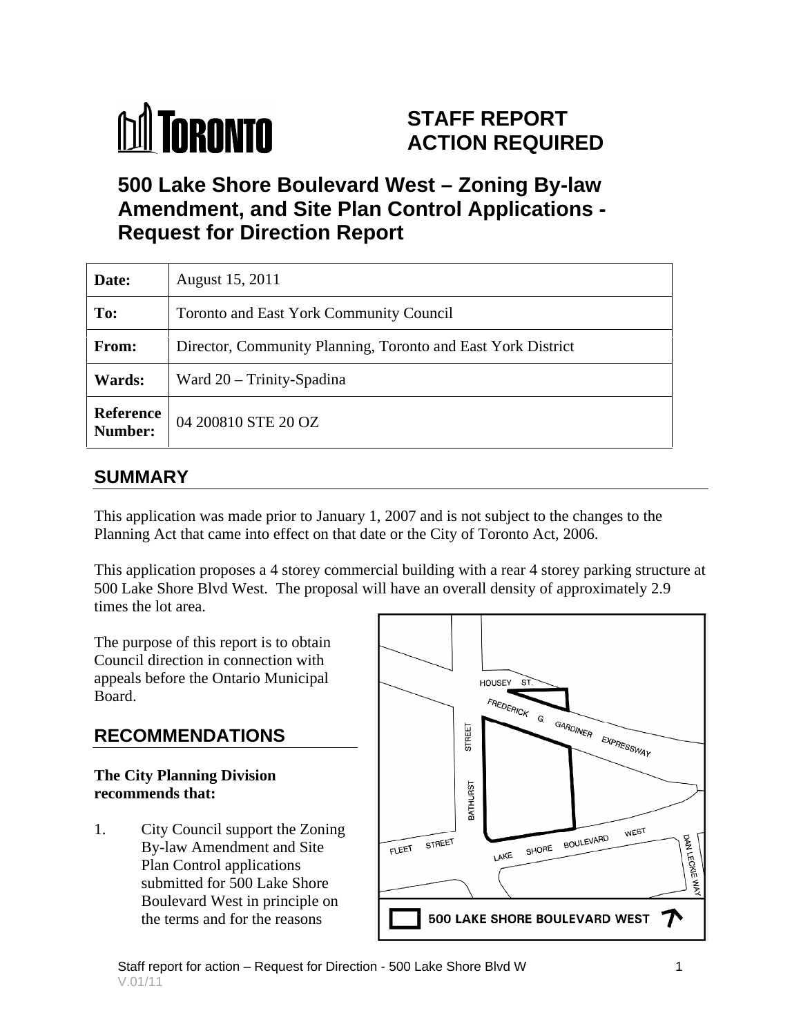**TORONTO**

# STAFF REPORT ACTION REQUIRED

## 500 Lake Shore Boulevard West – Zoning By-law Amendment, and Site Plan Control Applications - Request for Direction Report

| Date: | August 15, 2011 |
|---|---|
| To: | Toronto and East York Community Council |
| From: | Director, Community Planning, Toronto and East York District |
| Wards: | Ward 20 – Trinity-Spadina |
| Reference Number: | 04 200810 STE 20 OZ |

## SUMMARY

This application was made prior to January 1, 2007 and is not subject to the changes to the Planning Act that came into effect on that date or the City of Toronto Act, 2006.

This application proposes a 4 storey commercial building with a rear 4 storey parking structure at 500 Lake Shore Blvd West. The proposal will have an overall density of approximately 2.9 times the lot area.

The purpose of this report is to obtain Council direction in connection with appeals before the Ontario Municipal Board.

## RECOMMENDATIONS

**The City Planning Division recommends that:**

1. City Council support the Zoning By-law Amendment and Site Plan Control applications submitted for 500 Lake Shore Boulevard West in principle on the terms and for the reasons

HOUSEY ST.
FREDERICK G. GARDINER EXPRESSWAY
BATHURST STREET
FLEET STREET
LAKE SHORE BOULEVARD WEST
DAN LECKIE WAY
500 LAKE SHORE BOULEVARD WEST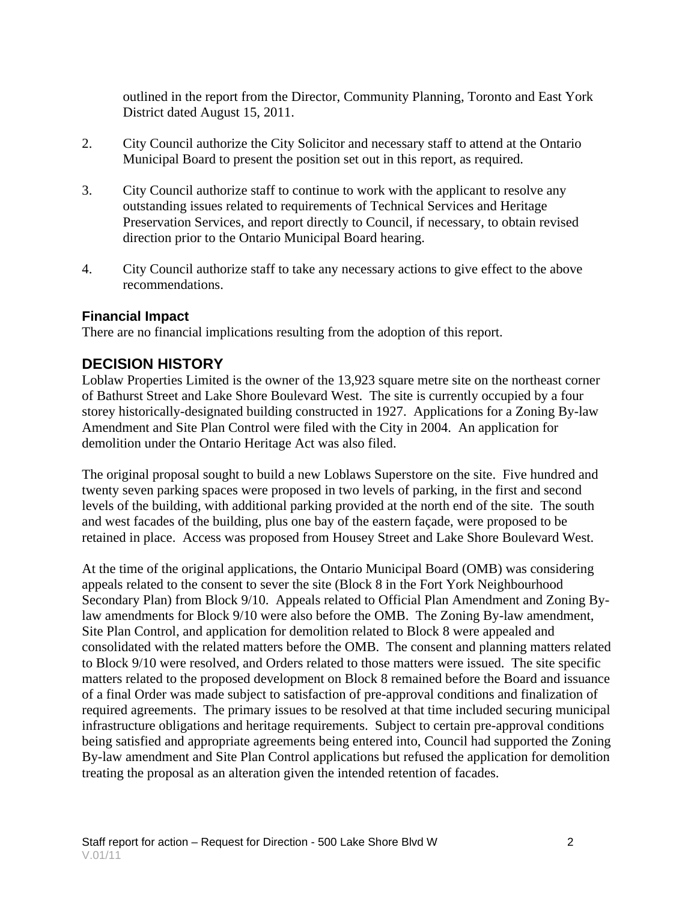outlined in the report from the Director, Community Planning, Toronto and East York District dated August 15, 2011.

2. City Council authorize the City Solicitor and necessary staff to attend at the Ontario Municipal Board to present the position set out in this report, as required.

3. City Council authorize staff to continue to work with the applicant to resolve any outstanding issues related to requirements of Technical Services and Heritage Preservation Services, and report directly to Council, if necessary, to obtain revised direction prior to the Ontario Municipal Board hearing.

4. City Council authorize staff to take any necessary actions to give effect to the above recommendations.

### Financial Impact

There are no financial implications resulting from the adoption of this report.

## DECISION HISTORY

Loblaw Properties Limited is the owner of the 13,923 square metre site on the northeast corner of Bathurst Street and Lake Shore Boulevard West. The site is currently occupied by a four storey historically-designated building constructed in 1927. Applications for a Zoning By-law Amendment and Site Plan Control were filed with the City in 2004. An application for demolition under the Ontario Heritage Act was also filed.

The original proposal sought to build a new Loblaws Superstore on the site. Five hundred and twenty seven parking spaces were proposed in two levels of parking, in the first and second levels of the building, with additional parking provided at the north end of the site. The south and west facades of the building, plus one bay of the eastern façade, were proposed to be retained in place. Access was proposed from Housey Street and Lake Shore Boulevard West.

At the time of the original applications, the Ontario Municipal Board (OMB) was considering appeals related to the consent to sever the site (Block 8 in the Fort York Neighbourhood Secondary Plan) from Block 9/10. Appeals related to Official Plan Amendment and Zoning By-law amendments for Block 9/10 were also before the OMB. The Zoning By-law amendment, Site Plan Control, and application for demolition related to Block 8 were appealed and consolidated with the related matters before the OMB. The consent and planning matters related to Block 9/10 were resolved, and Orders related to those matters were issued. The site specific matters related to the proposed development on Block 8 remained before the Board and issuance of a final Order was made subject to satisfaction of pre-approval conditions and finalization of required agreements. The primary issues to be resolved at that time included securing municipal infrastructure obligations and heritage requirements. Subject to certain pre-approval conditions being satisfied and appropriate agreements being entered into, Council had supported the Zoning By-law amendment and Site Plan Control applications but refused the application for demolition treating the proposal as an alteration given the intended retention of facades.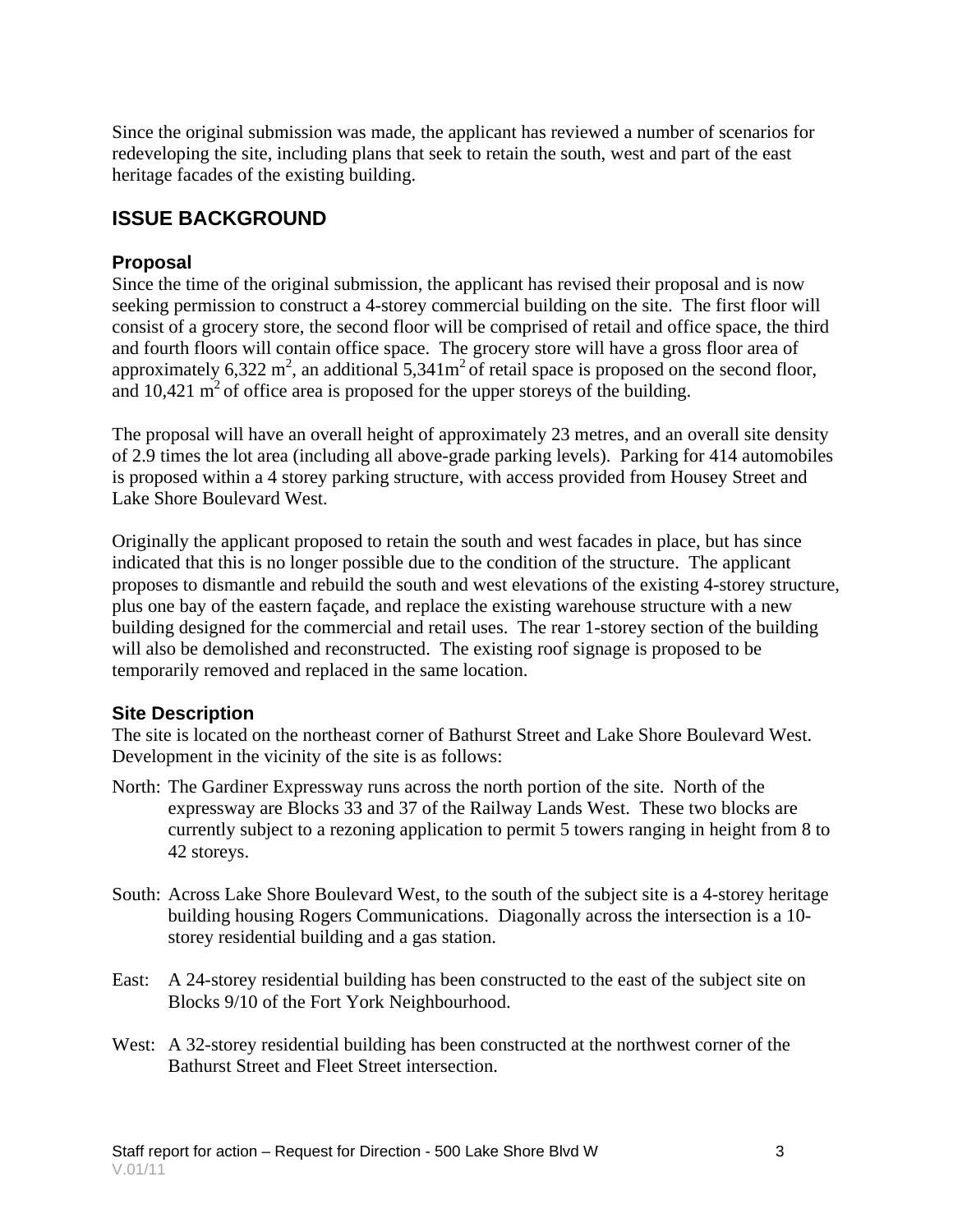Since the original submission was made, the applicant has reviewed a number of scenarios for redeveloping the site, including plans that seek to retain the south, west and part of the east heritage facades of the existing building.

## ISSUE BACKGROUND

### Proposal

Since the time of the original submission, the applicant has revised their proposal and is now seeking permission to construct a 4-storey commercial building on the site. The first floor will consist of a grocery store, the second floor will be comprised of retail and office space, the third and fourth floors will contain office space. The grocery store will have a gross floor area of approximately 6,322 $m^2$, an additional 5,341$m^2$ of retail space is proposed on the second floor, and 10,421 $m^2$ of office area is proposed for the upper storeys of the building.

The proposal will have an overall height of approximately 23 metres, and an overall site density of 2.9 times the lot area (including all above-grade parking levels). Parking for 414 automobiles is proposed within a 4 storey parking structure, with access provided from Housey Street and Lake Shore Boulevard West.

Originally the applicant proposed to retain the south and west facades in place, but has since indicated that this is no longer possible due to the condition of the structure. The applicant proposes to dismantle and rebuild the south and west elevations of the existing 4-storey structure, plus one bay of the eastern façade, and replace the existing warehouse structure with a new building designed for the commercial and retail uses. The rear 1-storey section of the building will also be demolished and reconstructed. The existing roof signage is proposed to be temporarily removed and replaced in the same location.

### Site Description

The site is located on the northeast corner of Bathurst Street and Lake Shore Boulevard West. Development in the vicinity of the site is as follows:

North: The Gardiner Expressway runs across the north portion of the site. North of the expressway are Blocks 33 and 37 of the Railway Lands West. These two blocks are currently subject to a rezoning application to permit 5 towers ranging in height from 8 to 42 storeys.

South: Across Lake Shore Boulevard West, to the south of the subject site is a 4-storey heritage building housing Rogers Communications. Diagonally across the intersection is a 10-storey residential building and a gas station.

East: A 24-storey residential building has been constructed to the east of the subject site on Blocks 9/10 of the Fort York Neighbourhood.

West: A 32-storey residential building has been constructed at the northwest corner of the Bathurst Street and Fleet Street intersection.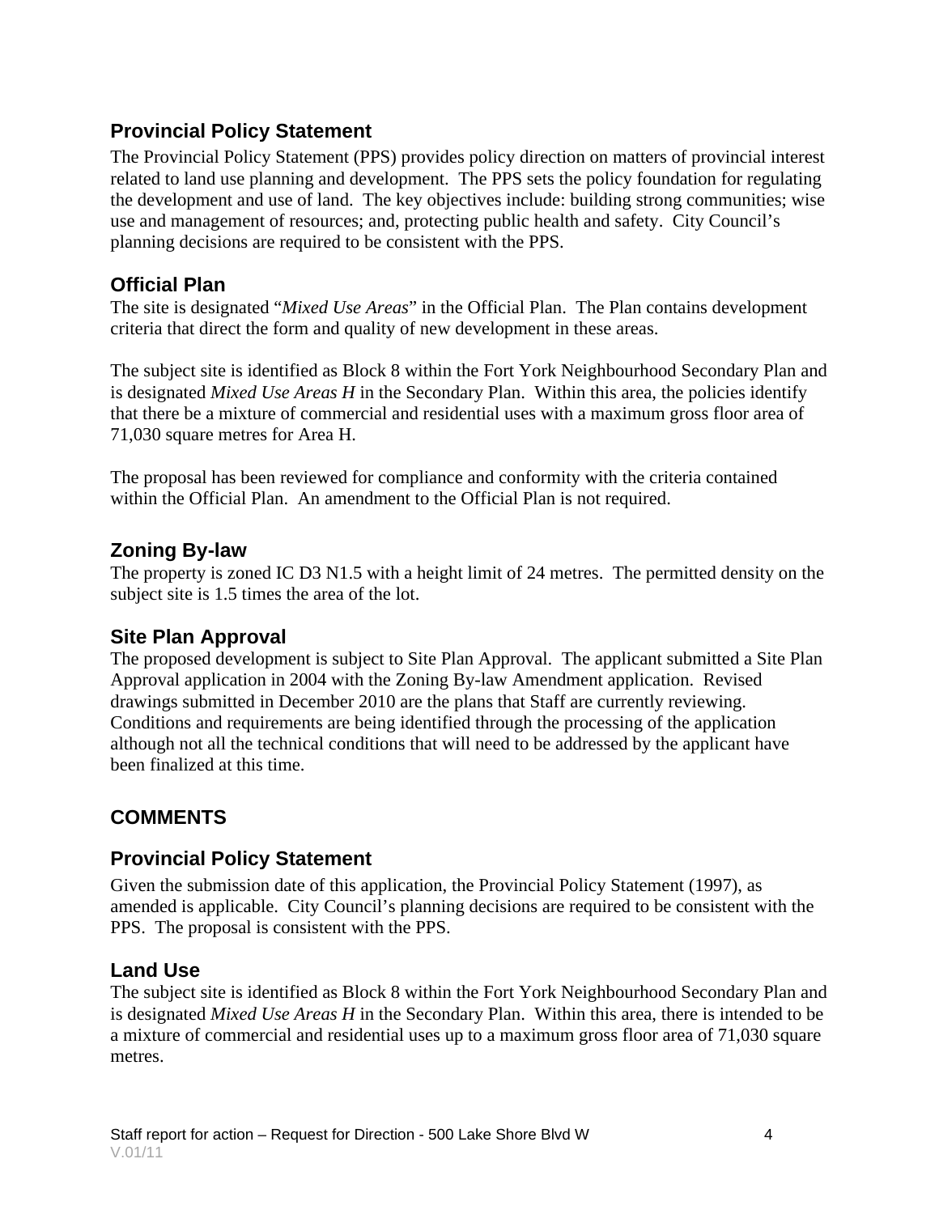### Provincial Policy Statement

The Provincial Policy Statement (PPS) provides policy direction on matters of provincial interest related to land use planning and development. The PPS sets the policy foundation for regulating the development and use of land. The key objectives include: building strong communities; wise use and management of resources; and, protecting public health and safety. City Council's planning decisions are required to be consistent with the PPS.

### Official Plan

The site is designated "*Mixed Use Areas*" in the Official Plan. The Plan contains development criteria that direct the form and quality of new development in these areas.

The subject site is identified as Block 8 within the Fort York Neighbourhood Secondary Plan and is designated *Mixed Use Areas H* in the Secondary Plan. Within this area, the policies identify that there be a mixture of commercial and residential uses with a maximum gross floor area of 71,030 square metres for Area H.

The proposal has been reviewed for compliance and conformity with the criteria contained within the Official Plan. An amendment to the Official Plan is not required.

### Zoning By-law

The property is zoned IC D3 N1.5 with a height limit of 24 metres. The permitted density on the subject site is 1.5 times the area of the lot.

### Site Plan Approval

The proposed development is subject to Site Plan Approval. The applicant submitted a Site Plan Approval application in 2004 with the Zoning By-law Amendment application. Revised drawings submitted in December 2010 are the plans that Staff are currently reviewing. Conditions and requirements are being identified through the processing of the application although not all the technical conditions that will need to be addressed by the applicant have been finalized at this time.

## COMMENTS

### Provincial Policy Statement

Given the submission date of this application, the Provincial Policy Statement (1997), as amended is applicable. City Council's planning decisions are required to be consistent with the PPS. The proposal is consistent with the PPS.

### Land Use

The subject site is identified as Block 8 within the Fort York Neighbourhood Secondary Plan and is designated *Mixed Use Areas H* in the Secondary Plan. Within this area, there is intended to be a mixture of commercial and residential uses up to a maximum gross floor area of 71,030 square metres.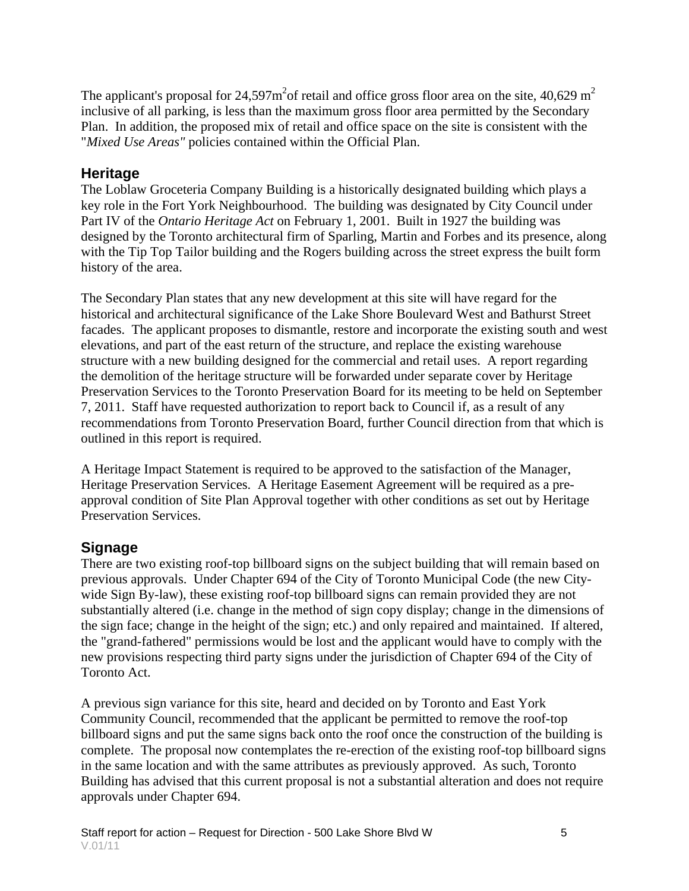The applicant's proposal for 24,597$m^2$of retail and office gross floor area on the site, 40,629 $m^2$ inclusive of all parking, is less than the maximum gross floor area permitted by the Secondary Plan. In addition, the proposed mix of retail and office space on the site is consistent with the "*Mixed Use Areas"* policies contained within the Official Plan.

## Heritage

The Loblaw Groceteria Company Building is a historically designated building which plays a key role in the Fort York Neighbourhood. The building was designated by City Council under Part IV of the *Ontario Heritage Act* on February 1, 2001. Built in 1927 the building was designed by the Toronto architectural firm of Sparling, Martin and Forbes and its presence, along with the Tip Top Tailor building and the Rogers building across the street express the built form history of the area.

The Secondary Plan states that any new development at this site will have regard for the historical and architectural significance of the Lake Shore Boulevard West and Bathurst Street facades. The applicant proposes to dismantle, restore and incorporate the existing south and west elevations, and part of the east return of the structure, and replace the existing warehouse structure with a new building designed for the commercial and retail uses. A report regarding the demolition of the heritage structure will be forwarded under separate cover by Heritage Preservation Services to the Toronto Preservation Board for its meeting to be held on September 7, 2011. Staff have requested authorization to report back to Council if, as a result of any recommendations from Toronto Preservation Board, further Council direction from that which is outlined in this report is required.

A Heritage Impact Statement is required to be approved to the satisfaction of the Manager, Heritage Preservation Services. A Heritage Easement Agreement will be required as a pre-approval condition of Site Plan Approval together with other conditions as set out by Heritage Preservation Services.

## Signage

There are two existing roof-top billboard signs on the subject building that will remain based on previous approvals. Under Chapter 694 of the City of Toronto Municipal Code (the new City-wide Sign By-law), these existing roof-top billboard signs can remain provided they are not substantially altered (i.e. change in the method of sign copy display; change in the dimensions of the sign face; change in the height of the sign; etc.) and only repaired and maintained. If altered, the "grand-fathered" permissions would be lost and the applicant would have to comply with the new provisions respecting third party signs under the jurisdiction of Chapter 694 of the City of Toronto Act.

A previous sign variance for this site, heard and decided on by Toronto and East York Community Council, recommended that the applicant be permitted to remove the roof-top billboard signs and put the same signs back onto the roof once the construction of the building is complete. The proposal now contemplates the re-erection of the existing roof-top billboard signs in the same location and with the same attributes as previously approved. As such, Toronto Building has advised that this current proposal is not a substantial alteration and does not require approvals under Chapter 694.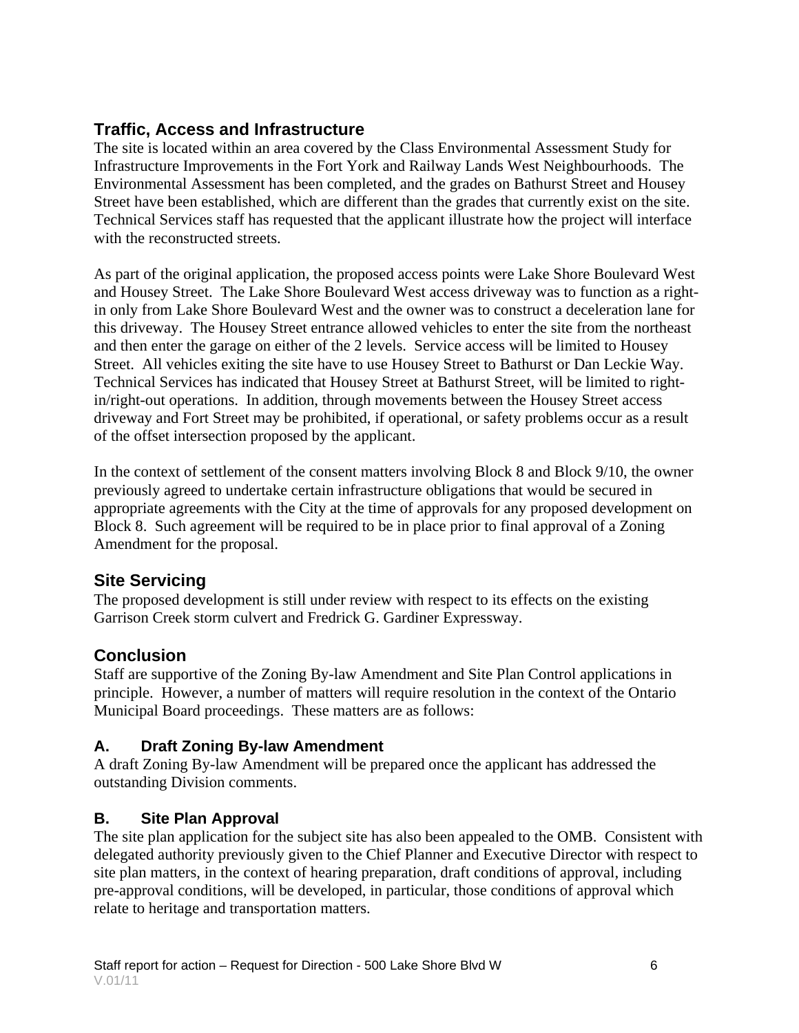## Traffic, Access and Infrastructure

The site is located within an area covered by the Class Environmental Assessment Study for Infrastructure Improvements in the Fort York and Railway Lands West Neighbourhoods. The Environmental Assessment has been completed, and the grades on Bathurst Street and Housey Street have been established, which are different than the grades that currently exist on the site. Technical Services staff has requested that the applicant illustrate how the project will interface with the reconstructed streets.

As part of the original application, the proposed access points were Lake Shore Boulevard West and Housey Street. The Lake Shore Boulevard West access driveway was to function as a right-in only from Lake Shore Boulevard West and the owner was to construct a deceleration lane for this driveway. The Housey Street entrance allowed vehicles to enter the site from the northeast and then enter the garage on either of the 2 levels. Service access will be limited to Housey Street. All vehicles exiting the site have to use Housey Street to Bathurst or Dan Leckie Way. Technical Services has indicated that Housey Street at Bathurst Street, will be limited to right-in/right-out operations. In addition, through movements between the Housey Street access driveway and Fort Street may be prohibited, if operational, or safety problems occur as a result of the offset intersection proposed by the applicant.

In the context of settlement of the consent matters involving Block 8 and Block 9/10, the owner previously agreed to undertake certain infrastructure obligations that would be secured in appropriate agreements with the City at the time of approvals for any proposed development on Block 8. Such agreement will be required to be in place prior to final approval of a Zoning Amendment for the proposal.

## Site Servicing

The proposed development is still under review with respect to its effects on the existing Garrison Creek storm culvert and Fredrick G. Gardiner Expressway.

## Conclusion

Staff are supportive of the Zoning By-law Amendment and Site Plan Control applications in principle. However, a number of matters will require resolution in the context of the Ontario Municipal Board proceedings. These matters are as follows:

### A. Draft Zoning By-law Amendment

A draft Zoning By-law Amendment will be prepared once the applicant has addressed the outstanding Division comments.

### B. Site Plan Approval

The site plan application for the subject site has also been appealed to the OMB. Consistent with delegated authority previously given to the Chief Planner and Executive Director with respect to site plan matters, in the context of hearing preparation, draft conditions of approval, including pre-approval conditions, will be developed, in particular, those conditions of approval which relate to heritage and transportation matters.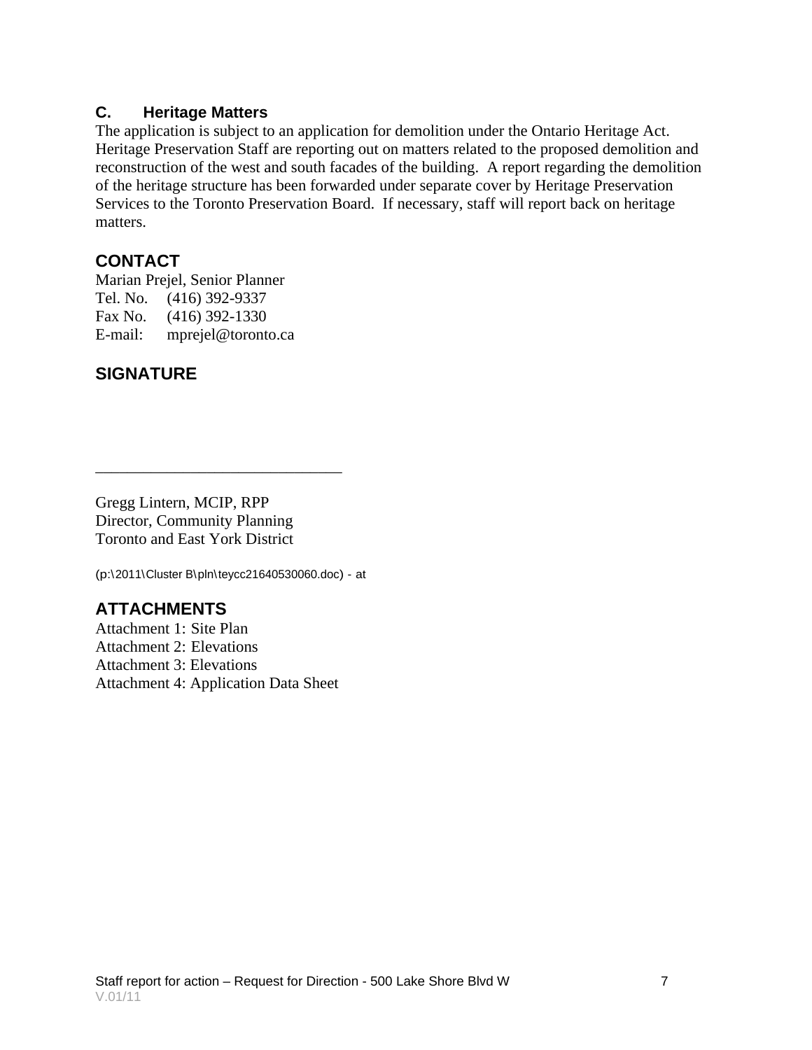### C. Heritage Matters

The application is subject to an application for demolition under the Ontario Heritage Act. Heritage Preservation Staff are reporting out on matters related to the proposed demolition and reconstruction of the west and south facades of the building. A report regarding the demolition of the heritage structure has been forwarded under separate cover by Heritage Preservation Services to the Toronto Preservation Board. If necessary, staff will report back on heritage matters.

## CONTACT

Marian Prejel, Senior Planner
Tel. No. (416) 392-9337
Fax No. (416) 392-1330
E-mail: mprejel@toronto.ca

## SIGNATURE

_______________________________

Gregg Lintern, MCIP, RPP
Director, Community Planning
Toronto and East York District

(p:\2011\Cluster B\pln\teycc21640530060.doc) - at

## ATTACHMENTS

Attachment 1: Site Plan
Attachment 2: Elevations
Attachment 3: Elevations
Attachment 4: Application Data Sheet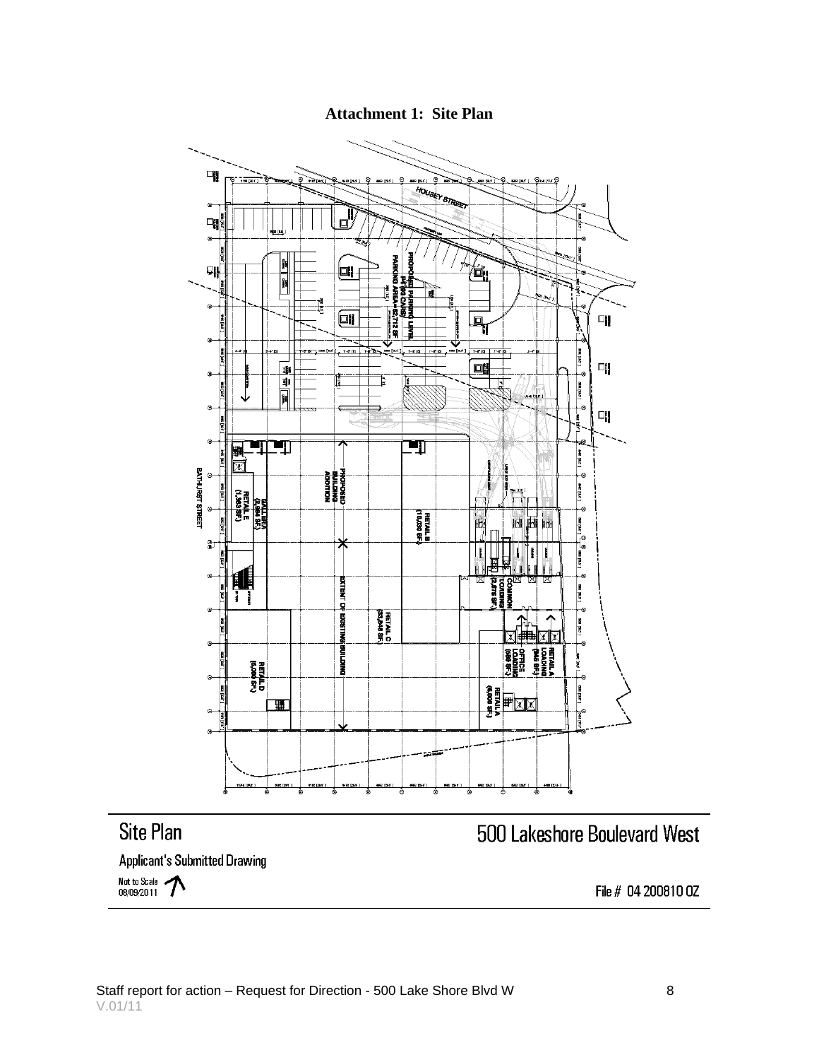**Attachment 1: Site Plan**

Site Plan

Applicant's Submitted Drawing

Not to Scale
08/09/2011

500 Lakeshore Boulevard West

File # 04 200810 OZ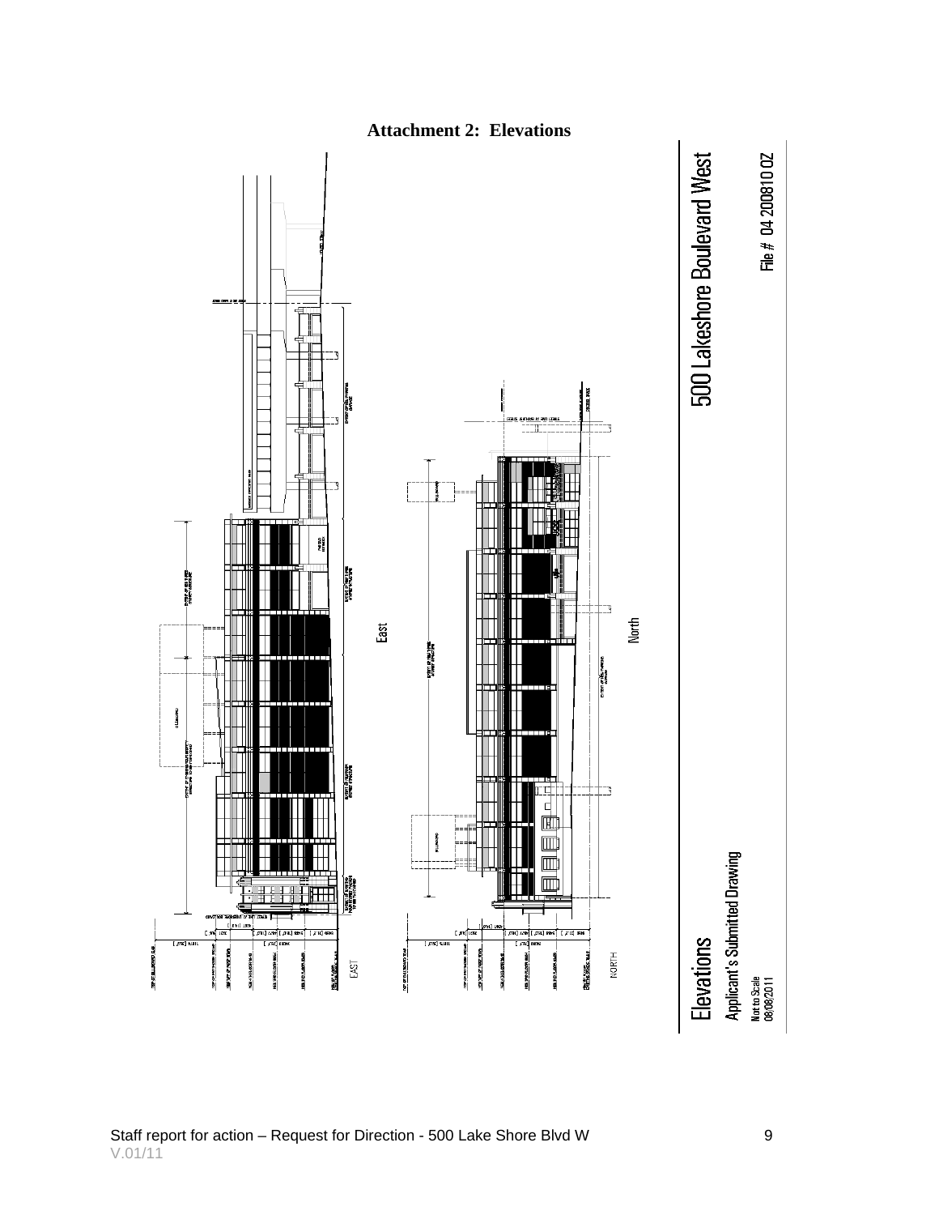**Attachment 2: Elevations**

East

North

EAST

NORTH

500 Lakeshore Boulevard West

File # 04 200810 OZ

Elevations

Applicant's Submitted Drawing

Not to Scale
08/08/2011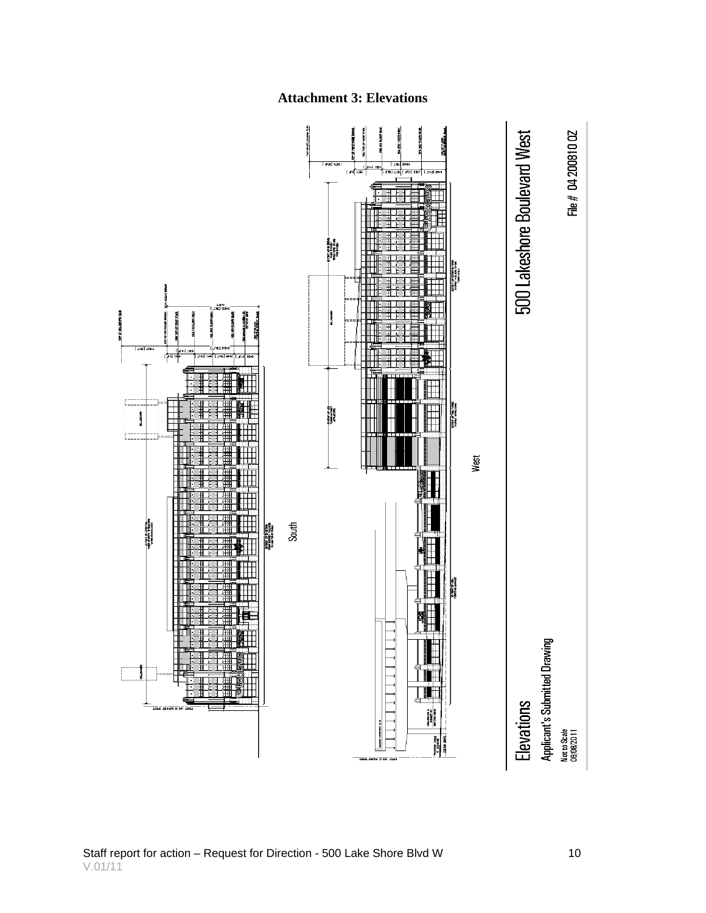# Attachment 3: Elevations

South

West

500 Lakeshore Boulevard West

File # 04 200810 OZ

Elevations

Applicant's Submitted Drawing

Not to Scale
08/08/2011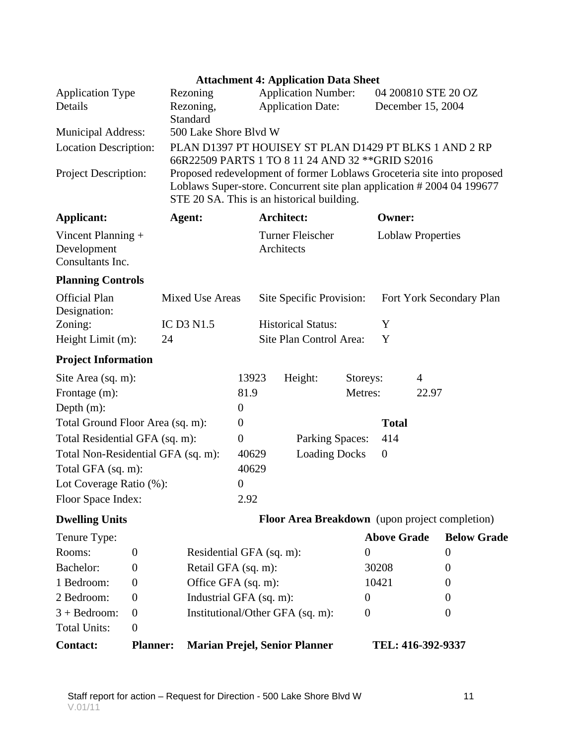**Attachment 4: Application Data Sheet**

| | | | |
|---|---|---|---|
| Application Type | Rezoning | Application Number: | 04 200810 STE 20 OZ |
| Details | Rezoning, Standard | Application Date: | December 15, 2004 |
| Municipal Address: | 500 Lake Shore Blvd W | | |
| Location Description: | PLAN D1397 PT HOUISEY ST PLAN D1429 PT BLKS 1 AND 2 RP 66R22509 PARTS 1 TO 8 11 24 AND 32 **GRID S2016 | | |
| Project Description: | Proposed redevelopment of former Loblaws Groceteria site into proposed Loblaws Super-store. Concurrent site plan application # 2004 04 199677 STE 20 SA. This is an historical building. | | |

| **Applicant:** | **Agent:** | **Architect:** | **Owner:** |
|---|---|---|---|
| Vincent Planning + Development Consultants Inc. | | Turner Fleischer Architects | Loblaw Properties |

**Planning Controls**

| | | | |
|---|---|---|---|
| Official Plan Designation: | Mixed Use Areas | Site Specific Provision: | Fort York Secondary Plan |
| Zoning: | IC D3 N1.5 | Historical Status: | Y |
| Height Limit (m): | 24 | Site Plan Control Area: | Y |

**Project Information**

| | | | | |
|---|---|---|---|---|
| Site Area (sq. m): | 13923 | Height: | Storeys: | 4 |
| Frontage (m): | 81.9 | | Metres: | 22.97 |
| Depth (m): | 0 | | | |
| Total Ground Floor Area (sq. m): | 0 | | | **Total** |
| Total Residential GFA (sq. m): | 0 | | Parking Spaces: | 414 |
| Total Non-Residential GFA (sq. m): | 40629 | | Loading Docks | 0 |
| Total GFA (sq. m): | 40629 | | | |
| Lot Coverage Ratio (%): | 0 | | | |
| Floor Space Index: | 2.92 | | | |

| **Dwelling Units** | | **Floor Area Breakdown** (upon project completion) | | |
|---|---|---|---|---|
| Tenure Type: | | | **Above Grade** | **Below Grade** |
| Rooms: | 0 | Residential GFA (sq. m): | 0 | 0 |
| Bachelor: | 0 | Retail GFA (sq. m): | 30208 | 0 |
| 1 Bedroom: | 0 | Office GFA (sq. m): | 10421 | 0 |
| 2 Bedroom: | 0 | Industrial GFA (sq. m): | 0 | 0 |
| 3 + Bedroom: | 0 | Institutional/Other GFA (sq. m): | 0 | 0 |
| Total Units: | 0 | | | |

**Contact:** **Planner:** **Marian Prejel, Senior Planner** **TEL: 416-392-9337**